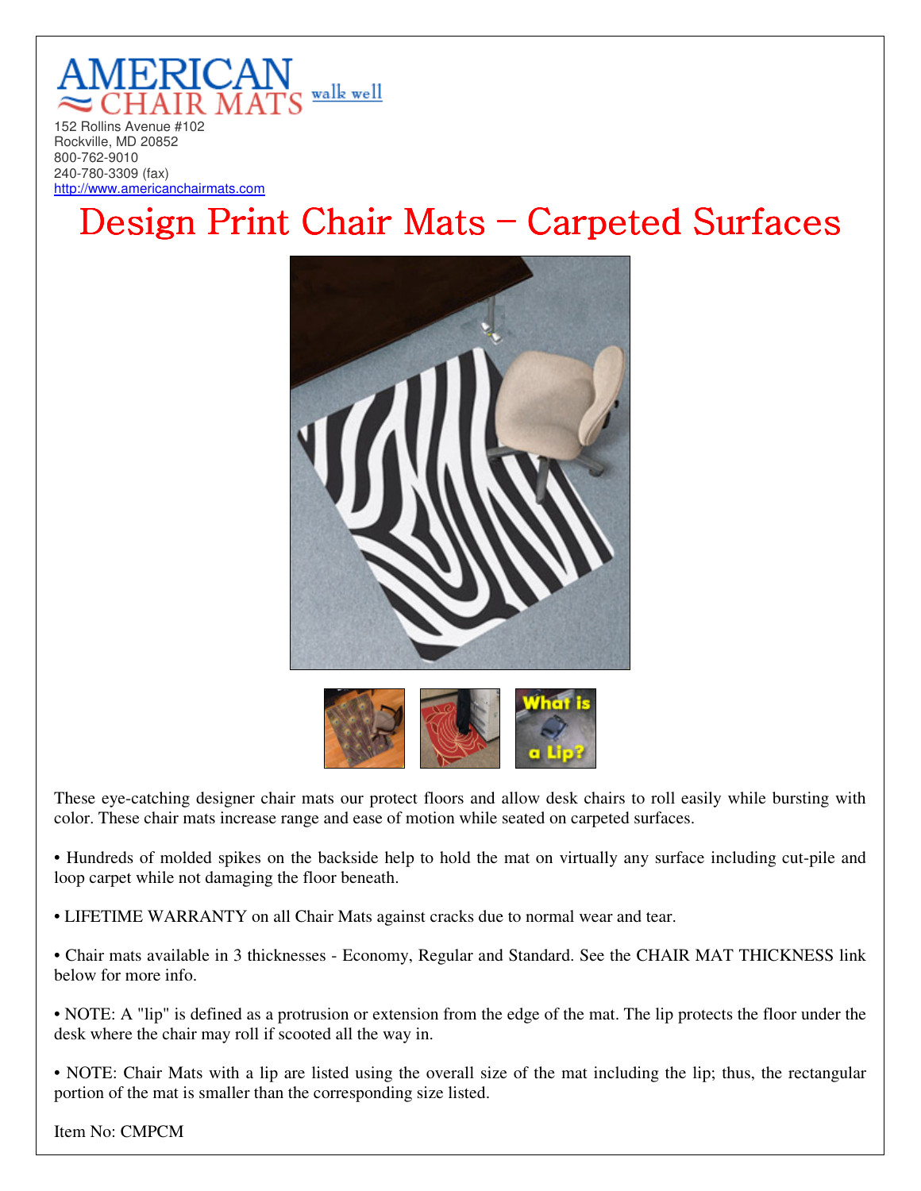AMERICAN CHAIR MATS walk well

152 Rollins Avenue #102
Rockville, MD 20852
800-762-9010
240-780-3309 (fax)
http://www.americanchairmats.com

# Design Print Chair Mats - Carpeted Surfaces

These eye-catching designer chair mats our protect floors and allow desk chairs to roll easily while bursting with color. These chair mats increase range and ease of motion while seated on carpeted surfaces.

• Hundreds of molded spikes on the backside help to hold the mat on virtually any surface including cut-pile and loop carpet while not damaging the floor beneath.

• LIFETIME WARRANTY on all Chair Mats against cracks due to normal wear and tear.

• Chair mats available in 3 thicknesses - Economy, Regular and Standard. See the CHAIR MAT THICKNESS link below for more info.

• NOTE: A "lip" is defined as a protrusion or extension from the edge of the mat. The lip protects the floor under the desk where the chair may roll if scooted all the way in.

• NOTE: Chair Mats with a lip are listed using the overall size of the mat including the lip; thus, the rectangular portion of the mat is smaller than the corresponding size listed.

Item No: CMPCM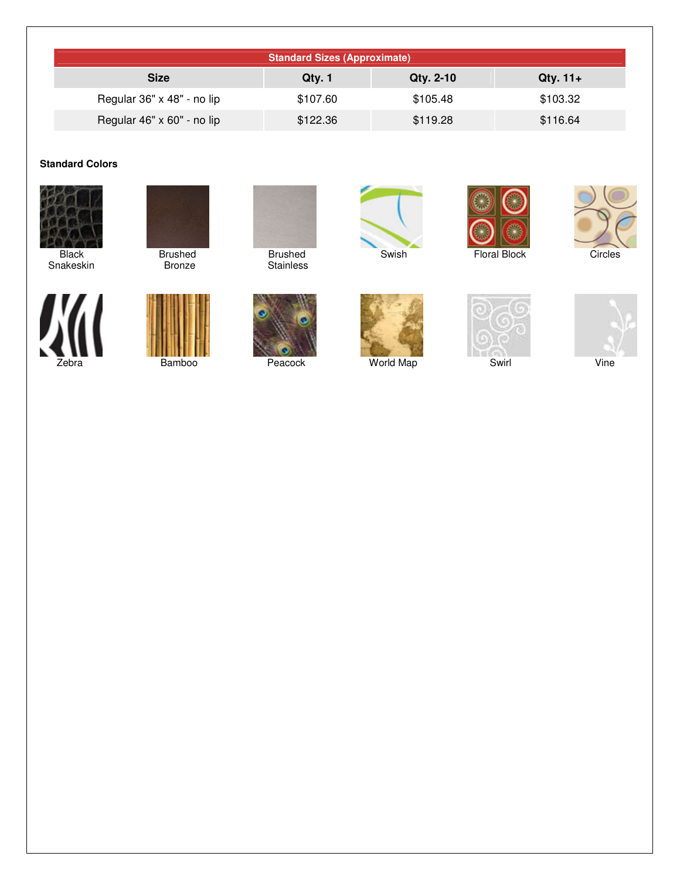| Standard Sizes (Approximate) | | | |
|---|---|---|---|
| **Size** | **Qty. 1** | **Qty. 2-10** | **Qty. 11+** |
| Regular 36" x 48" - no lip | $107.60 | $105.48 | $103.32 |
| Regular 46" x 60" - no lip | $122.36 | $119.28 | $116.64 |

**Standard Colors**

Black Snakeskin

Brushed Bronze

Brushed Stainless

Swish

Floral Block

Circles

Zebra

Bamboo

Peacock

World Map

Swirl

Vine